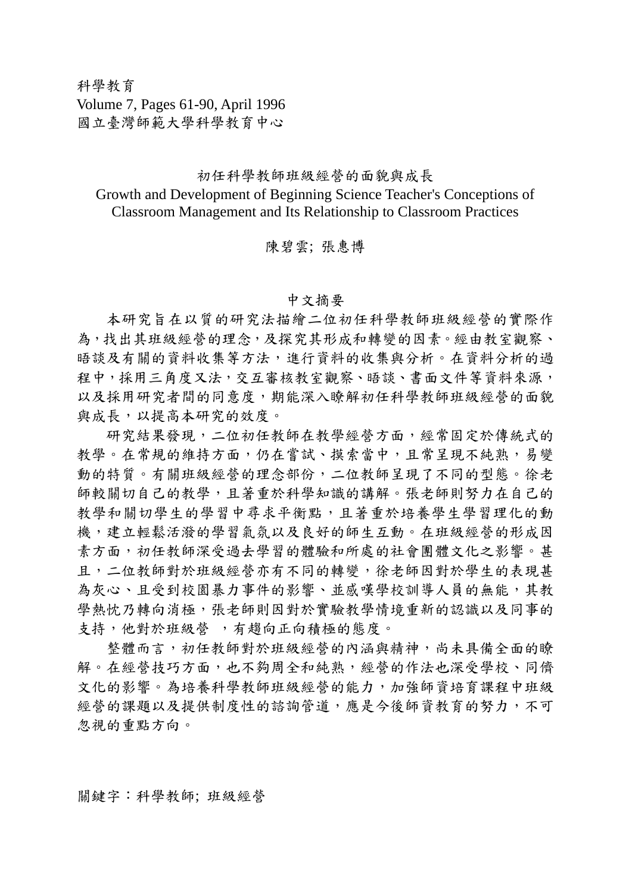科學教育
Volume 7, Pages 61-90, April 1996
國立臺灣師範大學科學教育中心

# 初任科學教師班級經營的面貌與成長

# Growth and Development of Beginning Science Teacher's Conceptions of Classroom Management and Its Relationship to Classroom Practices

陳碧雲; 張惠博

## 中文摘要

本研究旨在以質的研究法描繪二位初任科學教師班級經營的實際作為，找出其班級經營的理念，及探究其形成和轉變的因素。經由教室觀察、晤談及有關的資料收集等方法，進行資料的收集與分析。在資料分析的過程中，採用三角度叉法，交互審核教室觀察、晤談、書面文件等資料來源，以及採用研究者間的同意度，期能深入瞭解初任科學教師班級經營的面貌與成長，以提高本研究的效度。

研究結果發現，二位初任教師在教學經營方面，經常固定於傳統式的教學。在常規的維持方面，仍在嘗試、摸索當中，且常呈現不純熟，易變動的特質。有關班級經營的理念部份，二位教師呈現了不同的型態。徐老師較關切自己的教學，且著重於科學知識的講解。張老師則努力在自己的教學和關切學生的學習中尋求平衡點，且著重於培養學生學習理化的動機，建立輕鬆活潑的學習氣氛以及良好的師生互動。在班級經營的形成因素方面，初任教師深受過去學習的體驗和所處的社會團體文化之影響。甚且，二位教師對於班級經營亦有不同的轉變，徐老師因對於學生的表現甚為灰心、且受到校園暴力事件的影響、並感嘆學校訓導人員的無能，其教學熱忱乃轉向消極，張老師則因對於實驗教學情境重新的認識以及同事的支持，他對於班級營 ，有趨向正向積極的態度。

整體而言，初任教師對於班級經營的內涵與精神，尚未具備全面的瞭解。在經營技巧方面，也不夠周全和純熟，經營的作法也深受學校、同儕文化的影響。為培養科學教師班級經營的能力，加強師資培育課程中班級經營的課題以及提供制度性的諮詢管道，應是今後師資教育的努力，不可忽視的重點方向。

關鍵字：科學教師; 班級經營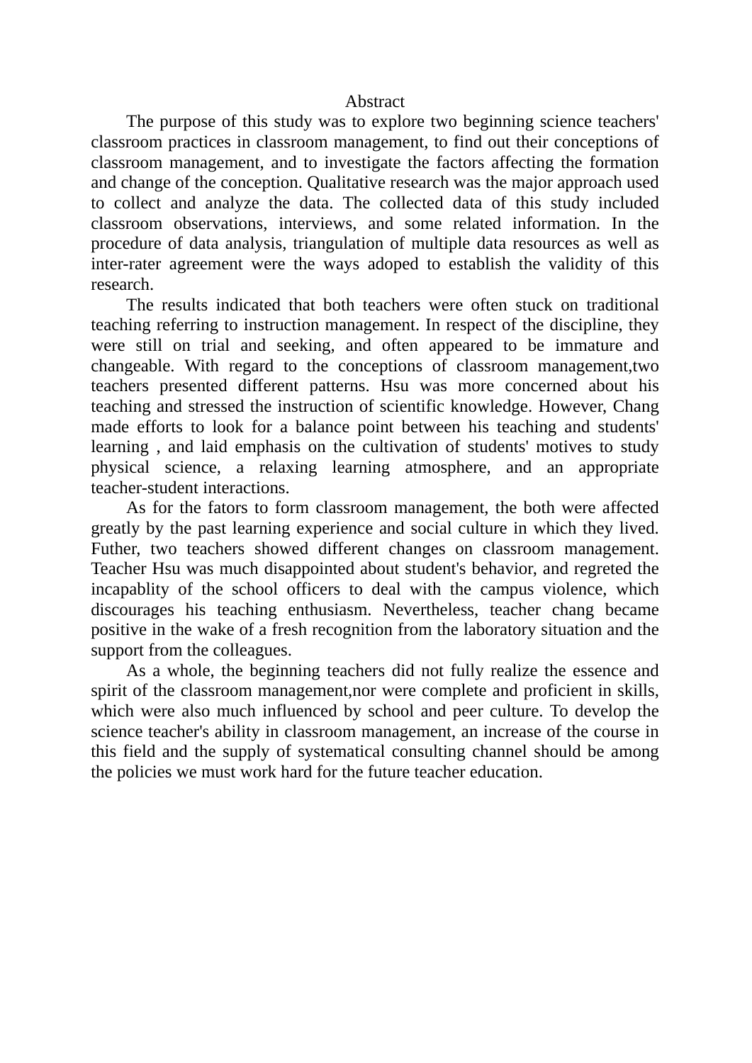# Abstract

The purpose of this study was to explore two beginning science teachers' classroom practices in classroom management, to find out their conceptions of classroom management, and to investigate the factors affecting the formation and change of the conception. Qualitative research was the major approach used to collect and analyze the data. The collected data of this study included classroom observations, interviews, and some related information. In the procedure of data analysis, triangulation of multiple data resources as well as inter-rater agreement were the ways adoped to establish the validity of this research.

The results indicated that both teachers were often stuck on traditional teaching referring to instruction management. In respect of the discipline, they were still on trial and seeking, and often appeared to be immature and changeable. With regard to the conceptions of classroom management,two teachers presented different patterns. Hsu was more concerned about his teaching and stressed the instruction of scientific knowledge. However, Chang made efforts to look for a balance point between his teaching and students' learning , and laid emphasis on the cultivation of students' motives to study physical science, a relaxing learning atmosphere, and an appropriate teacher-student interactions.

As for the fators to form classroom management, the both were affected greatly by the past learning experience and social culture in which they lived. Futher, two teachers showed different changes on classroom management. Teacher Hsu was much disappointed about student's behavior, and regreted the incapablity of the school officers to deal with the campus violence, which discourages his teaching enthusiasm. Nevertheless, teacher chang became positive in the wake of a fresh recognition from the laboratory situation and the support from the colleagues.

As a whole, the beginning teachers did not fully realize the essence and spirit of the classroom management,nor were complete and proficient in skills, which were also much influenced by school and peer culture. To develop the science teacher's ability in classroom management, an increase of the course in this field and the supply of systematical consulting channel should be among the policies we must work hard for the future teacher education.